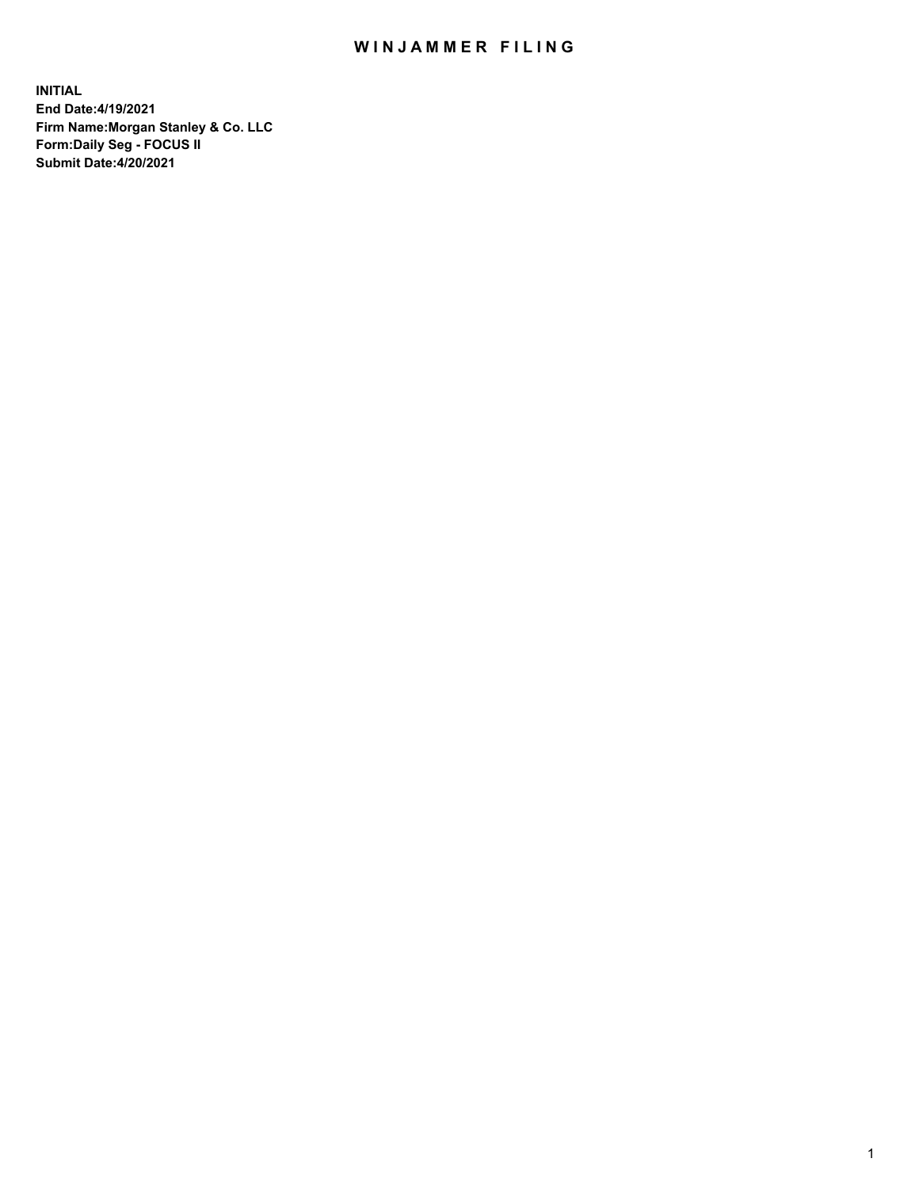# WINJAMMER FILING

**INITIAL**
**End Date:4/19/2021**
**Firm Name:Morgan Stanley & Co. LLC**
**Form:Daily Seg - FOCUS II**
**Submit Date:4/20/2021**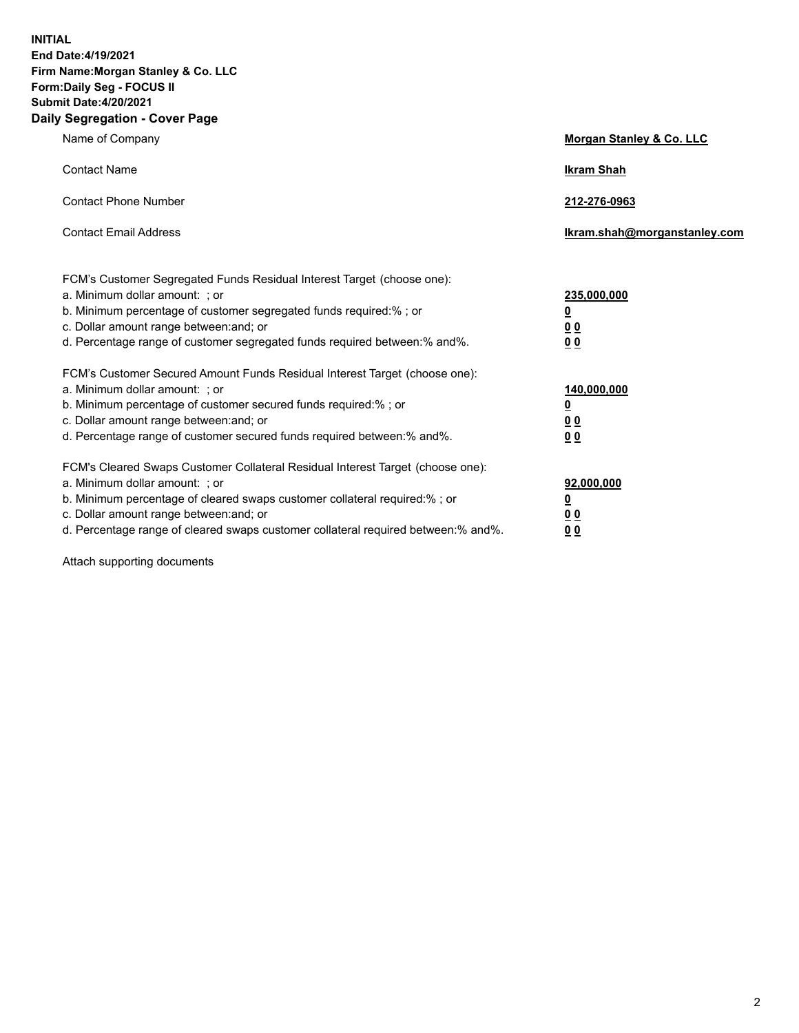**INITIAL**
**End Date:4/19/2021**
**Firm Name:Morgan Stanley & Co. LLC**
**Form:Daily Seg - FOCUS II**
**Submit Date:4/20/2021**

## Daily Segregation - Cover Page

| | |
|---|---|
| Name of Company | **Morgan Stanley & Co. LLC** |
| Contact Name | **Ikram Shah** |
| Contact Phone Number | **212-276-0963** |
| Contact Email Address | **Ikram.shah@morganstanley.com** |

| | |
|---|---|
| FCM's Customer Segregated Funds Residual Interest Target (choose one): | |
| a. Minimum dollar amount: ; or | **235,000,000** |
| b. Minimum percentage of customer segregated funds required:% ; or | **0** |
| c. Dollar amount range between:and; or | **0 0** |
| d. Percentage range of customer segregated funds required between:% and%. | **0 0** |
| FCM's Customer Secured Amount Funds Residual Interest Target (choose one): | |
| a. Minimum dollar amount: ; or | **140,000,000** |
| b. Minimum percentage of customer secured funds required:% ; or | **0** |
| c. Dollar amount range between:and; or | **0 0** |
| d. Percentage range of customer secured funds required between:% and%. | **0 0** |
| FCM's Cleared Swaps Customer Collateral Residual Interest Target (choose one): | |
| a. Minimum dollar amount: ; or | **92,000,000** |
| b. Minimum percentage of cleared swaps customer collateral required:% ; or | **0** |
| c. Dollar amount range between:and; or | **0 0** |
| d. Percentage range of cleared swaps customer collateral required between:% and%. | **0 0** |

Attach supporting documents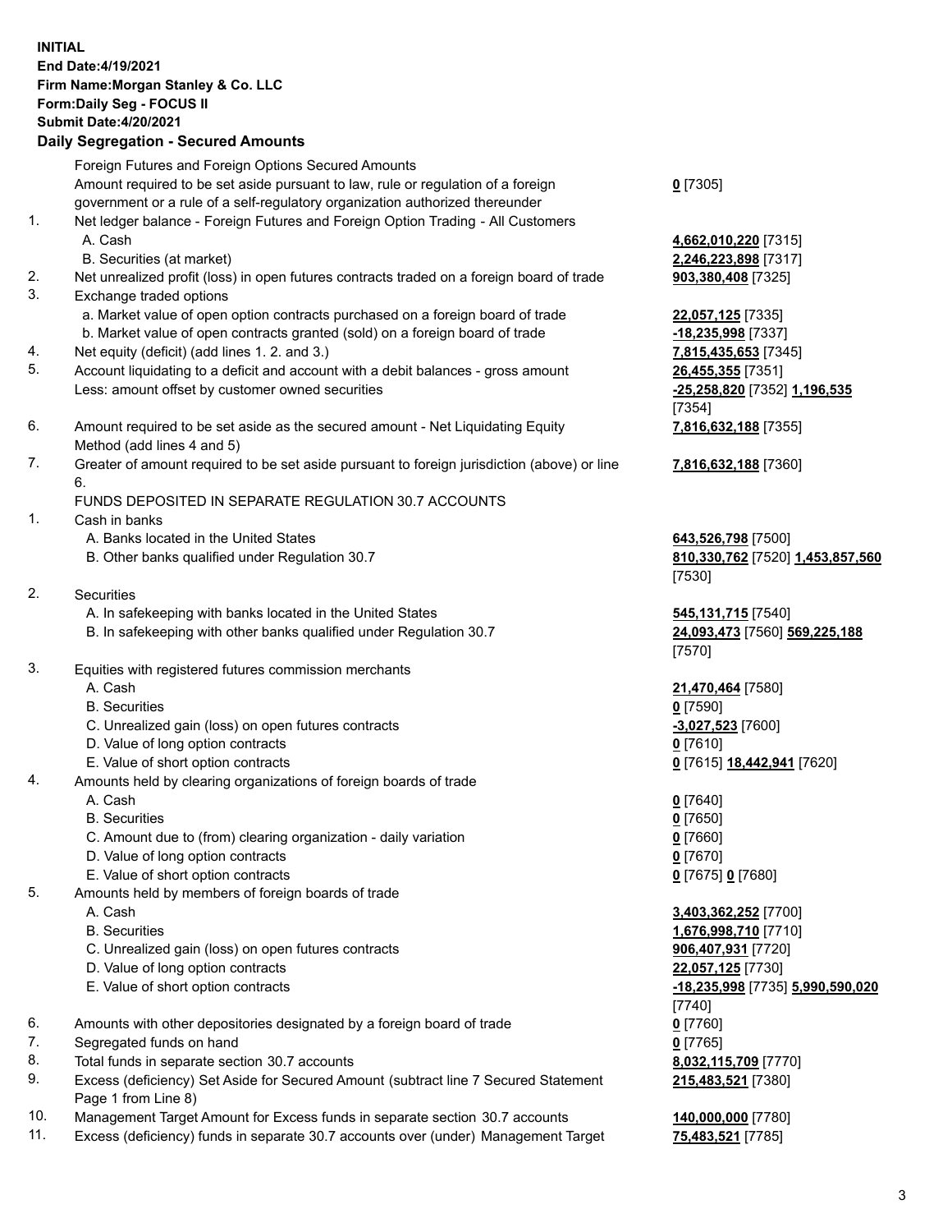**INITIAL**
**End Date:4/19/2021**
**Firm Name:Morgan Stanley & Co. LLC**
**Form:Daily Seg - FOCUS II**
**Submit Date:4/20/2021**

## Daily Segregation - Secured Amounts

| | | |
|---|---|---|
| | Foreign Futures and Foreign Options Secured Amounts | |
| | Amount required to be set aside pursuant to law, rule or regulation of a foreign government or a rule of a self-regulatory organization authorized thereunder | **0** [7305] |
| 1. | Net ledger balance - Foreign Futures and Foreign Option Trading - All Customers | |
| | A. Cash | **4,662,010,220** [7315] |
| | B. Securities (at market) | **2,246,223,898** [7317] |
| 2. | Net unrealized profit (loss) in open futures contracts traded on a foreign board of trade | **903,380,408** [7325] |
| 3. | Exchange traded options | |
| | a. Market value of open option contracts purchased on a foreign board of trade | **22,057,125** [7335] |
| | b. Market value of open contracts granted (sold) on a foreign board of trade | **-18,235,998** [7337] |
| 4. | Net equity (deficit) (add lines 1. 2. and 3.) | **7,815,435,653** [7345] |
| 5. | Account liquidating to a deficit and account with a debit balances - gross amount | **26,455,355** [7351] |
| | Less: amount offset by customer owned securities | **-25,258,820** [7352] **1,196,535** [7354] |
| 6. | Amount required to be set aside as the secured amount - Net Liquidating Equity Method (add lines 4 and 5) | **7,816,632,188** [7355] |
| 7. | Greater of amount required to be set aside pursuant to foreign jurisdiction (above) or line 6. | **7,816,632,188** [7360] |
| | FUNDS DEPOSITED IN SEPARATE REGULATION 30.7 ACCOUNTS | |
| 1. | Cash in banks | |
| | A. Banks located in the United States | **643,526,798** [7500] |
| | B. Other banks qualified under Regulation 30.7 | **810,330,762** [7520] **1,453,857,560** [7530] |
| 2. | Securities | |
| | A. In safekeeping with banks located in the United States | **545,131,715** [7540] |
| | B. In safekeeping with other banks qualified under Regulation 30.7 | **24,093,473** [7560] **569,225,188** [7570] |
| 3. | Equities with registered futures commission merchants | |
| | A. Cash | **21,470,464** [7580] |
| | B. Securities | **0** [7590] |
| | C. Unrealized gain (loss) on open futures contracts | **-3,027,523** [7600] |
| | D. Value of long option contracts | **0** [7610] |
| | E. Value of short option contracts | **0** [7615] **18,442,941** [7620] |
| 4. | Amounts held by clearing organizations of foreign boards of trade | |
| | A. Cash | **0** [7640] |
| | B. Securities | **0** [7650] |
| | C. Amount due to (from) clearing organization - daily variation | **0** [7660] |
| | D. Value of long option contracts | **0** [7670] |
| | E. Value of short option contracts | **0** [7675] **0** [7680] |
| 5. | Amounts held by members of foreign boards of trade | |
| | A. Cash | **3,403,362,252** [7700] |
| | B. Securities | **1,676,998,710** [7710] |
| | C. Unrealized gain (loss) on open futures contracts | **906,407,931** [7720] |
| | D. Value of long option contracts | **22,057,125** [7730] |
| | E. Value of short option contracts | **-18,235,998** [7735] **5,990,590,020** [7740] |
| 6. | Amounts with other depositories designated by a foreign board of trade | **0** [7760] |
| 7. | Segregated funds on hand | **0** [7765] |
| 8. | Total funds in separate section 30.7 accounts | **8,032,115,709** [7770] |
| 9. | Excess (deficiency) Set Aside for Secured Amount (subtract line 7 Secured Statement Page 1 from Line 8) | **215,483,521** [7380] |
| 10. | Management Target Amount for Excess funds in separate section 30.7 accounts | **140,000,000** [7780] |
| 11. | Excess (deficiency) funds in separate 30.7 accounts over (under) Management Target | **75,483,521** [7785] |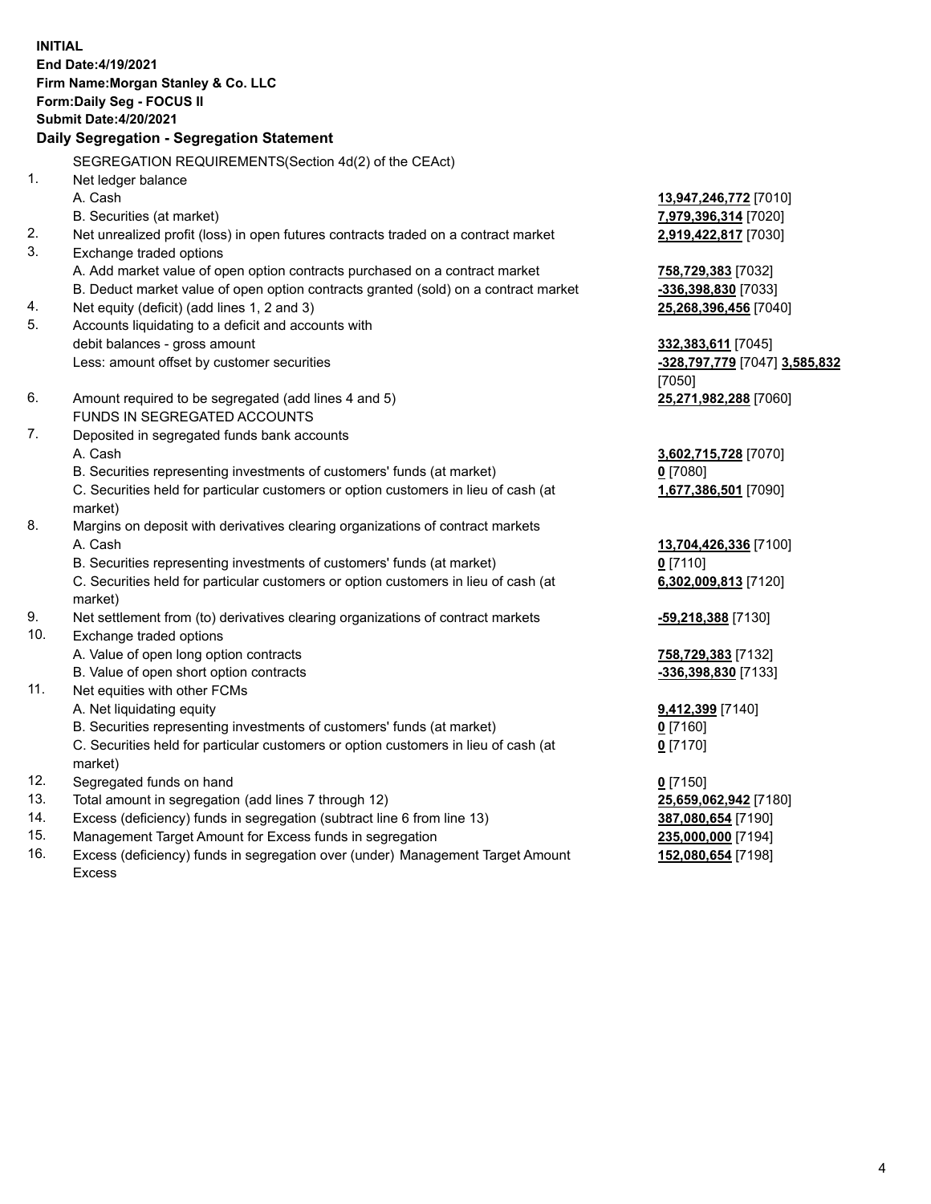**INITIAL**
**End Date:4/19/2021**
**Firm Name:Morgan Stanley & Co. LLC**
**Form:Daily Seg - FOCUS II**
**Submit Date:4/20/2021**

**Daily Segregation - Segregation Statement**

SEGREGATION REQUIREMENTS(Section 4d(2) of the CEAct)

| | | |
|---|---|---|
| 1. | Net ledger balance | |
| | A. Cash | **13,947,246,772** [7010] |
| | B. Securities (at market) | **7,979,396,314** [7020] |
| 2. | Net unrealized profit (loss) in open futures contracts traded on a contract market | **2,919,422,817** [7030] |
| 3. | Exchange traded options | |
| | A. Add market value of open option contracts purchased on a contract market | **758,729,383** [7032] |
| | B. Deduct market value of open option contracts granted (sold) on a contract market | **-336,398,830** [7033] |
| 4. | Net equity (deficit) (add lines 1, 2 and 3) | **25,268,396,456** [7040] |
| 5. | Accounts liquidating to a deficit and accounts with debit balances - gross amount | **332,383,611** [7045] |
| | Less: amount offset by customer securities | **-328,797,779** [7047] **3,585,832** [7050] |
| 6. | Amount required to be segregated (add lines 4 and 5) | **25,271,982,288** [7060] |
| | FUNDS IN SEGREGATED ACCOUNTS | |
| 7. | Deposited in segregated funds bank accounts | |
| | A. Cash | **3,602,715,728** [7070] |
| | B. Securities representing investments of customers' funds (at market) | **0** [7080] |
| | C. Securities held for particular customers or option customers in lieu of cash (at market) | **1,677,386,501** [7090] |
| 8. | Margins on deposit with derivatives clearing organizations of contract markets | |
| | A. Cash | **13,704,426,336** [7100] |
| | B. Securities representing investments of customers' funds (at market) | **0** [7110] |
| | C. Securities held for particular customers or option customers in lieu of cash (at market) | **6,302,009,813** [7120] |
| 9. | Net settlement from (to) derivatives clearing organizations of contract markets | **-59,218,388** [7130] |
| 10. | Exchange traded options | |
| | A. Value of open long option contracts | **758,729,383** [7132] |
| | B. Value of open short option contracts | **-336,398,830** [7133] |
| 11. | Net equities with other FCMs | |
| | A. Net liquidating equity | **9,412,399** [7140] |
| | B. Securities representing investments of customers' funds (at market) | **0** [7160] |
| | C. Securities held for particular customers or option customers in lieu of cash (at market) | **0** [7170] |
| 12. | Segregated funds on hand | **0** [7150] |
| 13. | Total amount in segregation (add lines 7 through 12) | **25,659,062,942** [7180] |
| 14. | Excess (deficiency) funds in segregation (subtract line 6 from line 13) | **387,080,654** [7190] |
| 15. | Management Target Amount for Excess funds in segregation | **235,000,000** [7194] |
| 16. | Excess (deficiency) funds in segregation over (under) Management Target Amount Excess | **152,080,654** [7198] |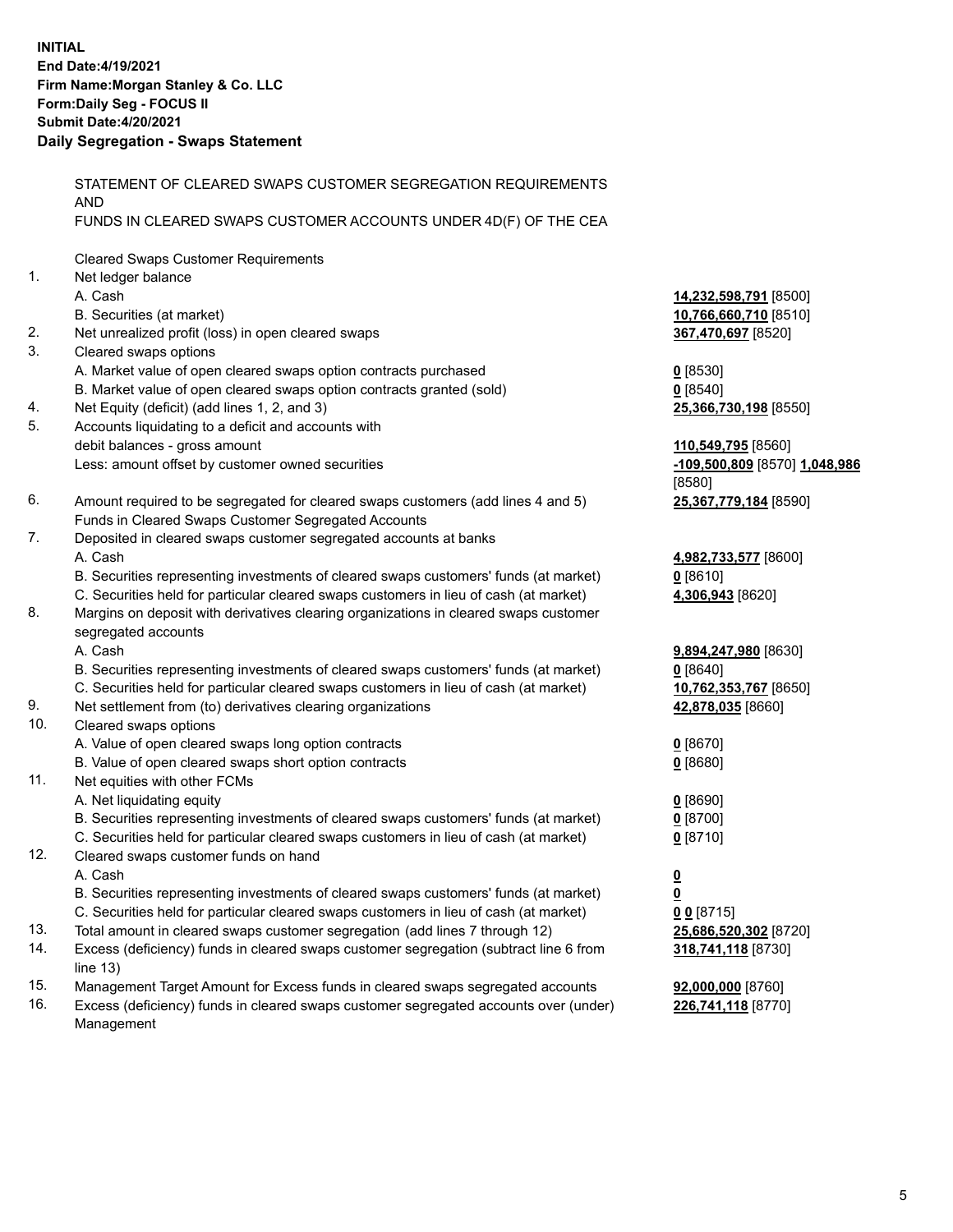**INITIAL**
**End Date:4/19/2021**
**Firm Name:Morgan Stanley & Co. LLC**
**Form:Daily Seg - FOCUS II**
**Submit Date:4/20/2021**
**Daily Segregation - Swaps Statement**

STATEMENT OF CLEARED SWAPS CUSTOMER SEGREGATION REQUIREMENTS AND
FUNDS IN CLEARED SWAPS CUSTOMER ACCOUNTS UNDER 4D(F) OF THE CEA

| | | |
|---|---|---|
| | Cleared Swaps Customer Requirements | |
| 1. | Net ledger balance | |
| | A. Cash | **14,232,598,791** [8500] |
| | B. Securities (at market) | **10,766,660,710** [8510] |
| 2. | Net unrealized profit (loss) in open cleared swaps | **367,470,697** [8520] |
| 3. | Cleared swaps options | |
| | A. Market value of open cleared swaps option contracts purchased | **0** [8530] |
| | B. Market value of open cleared swaps option contracts granted (sold) | **0** [8540] |
| 4. | Net Equity (deficit) (add lines 1, 2, and 3) | **25,366,730,198** [8550] |
| 5. | Accounts liquidating to a deficit and accounts with debit balances - gross amount | **110,549,795** [8560] |
| | Less: amount offset by customer owned securities | **-109,500,809** [8570] **1,048,986** [8580] |
| 6. | Amount required to be segregated for cleared swaps customers (add lines 4 and 5) | **25,367,779,184** [8590] |
| | Funds in Cleared Swaps Customer Segregated Accounts | |
| 7. | Deposited in cleared swaps customer segregated accounts at banks | |
| | A. Cash | **4,982,733,577** [8600] |
| | B. Securities representing investments of cleared swaps customers' funds (at market) | **0** [8610] |
| | C. Securities held for particular cleared swaps customers in lieu of cash (at market) | **4,306,943** [8620] |
| 8. | Margins on deposit with derivatives clearing organizations in cleared swaps customer segregated accounts | |
| | A. Cash | **9,894,247,980** [8630] |
| | B. Securities representing investments of cleared swaps customers' funds (at market) | **0** [8640] |
| | C. Securities held for particular cleared swaps customers in lieu of cash (at market) | **10,762,353,767** [8650] |
| 9. | Net settlement from (to) derivatives clearing organizations | **42,878,035** [8660] |
| 10. | Cleared swaps options | |
| | A. Value of open cleared swaps long option contracts | **0** [8670] |
| | B. Value of open cleared swaps short option contracts | **0** [8680] |
| 11. | Net equities with other FCMs | |
| | A. Net liquidating equity | **0** [8690] |
| | B. Securities representing investments of cleared swaps customers' funds (at market) | **0** [8700] |
| | C. Securities held for particular cleared swaps customers in lieu of cash (at market) | **0** [8710] |
| 12. | Cleared swaps customer funds on hand | |
| | A. Cash | **0** |
| | B. Securities representing investments of cleared swaps customers' funds (at market) | **0** |
| | C. Securities held for particular cleared swaps customers in lieu of cash (at market) | **0** **0** [8715] |
| 13. | Total amount in cleared swaps customer segregation (add lines 7 through 12) | **25,686,520,302** [8720] |
| 14. | Excess (deficiency) funds in cleared swaps customer segregation (subtract line 6 from line 13) | **318,741,118** [8730] |
| 15. | Management Target Amount for Excess funds in cleared swaps segregated accounts | **92,000,000** [8760] |
| 16. | Excess (deficiency) funds in cleared swaps customer segregated accounts over (under) Management | **226,741,118** [8770] |